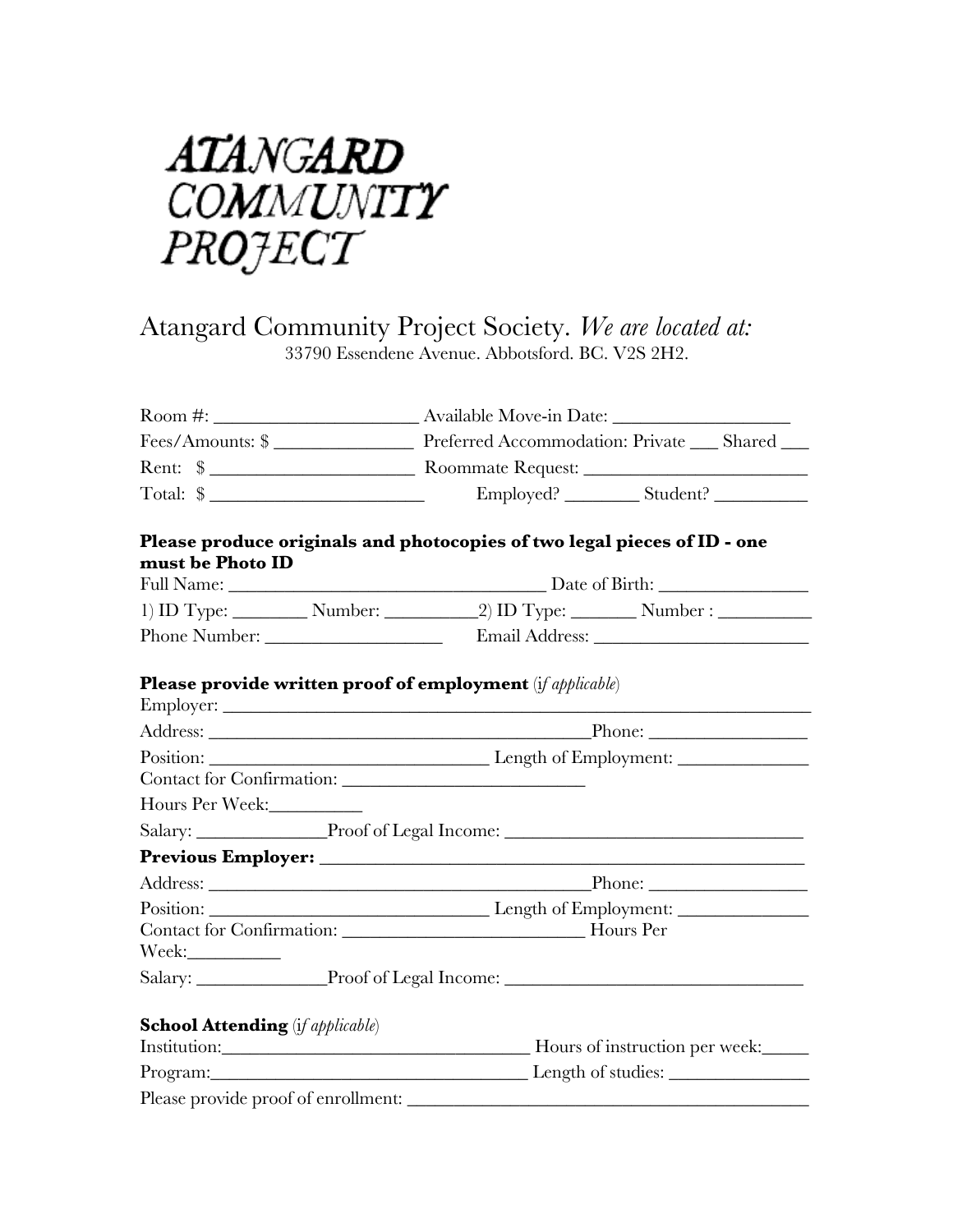# ATANGARD COMMUNITY PROJECT

Atangard Community Project Society. *We are located at:*
33790 Essendene Avenue. Abbotsford. BC. V2S 2H2.

Room #: ______________________ Available Move-in Date: ___________________

Fees/Amounts: $ _______________ Preferred Accommodation: Private ___ Shared ___

Rent: $ ______________________ Roommate Request: ________________________

Total: $ _______________________ Employed? ________ Student? __________

**Please produce originals and photocopies of two legal pieces of ID - one must be Photo ID**

Full Name: ___________________________________ Date of Birth: ________________

1) ID Type: ________ Number: __________ 2) ID Type: _______ Number : __________

Phone Number: ___________________ Email Address: ________________________

**Please provide written proof of employment** (i*f applicable*)

Employer: _____________________________________________________________

Address: ________________________________________ Phone: _________________

Position: ______________________________ Length of Employment: ______________

Contact for Confirmation: __________________________

Hours Per Week: __________

Salary: ______________ Proof of Legal Income: ________________________________

**Previous Employer:** _______________________________________________________

Address: ________________________________________ Phone: _________________

Position: ______________________________ Length of Employment: ______________

Contact for Confirmation: __________________________ Hours Per Week: __________

Salary: ______________ Proof of Legal Income: ________________________________

**School Attending** (i*f applicable*)

Institution: __________________________________ Hours of instruction per week: _____

Program: ___________________________________ Length of studies: _______________

Please provide proof of enrollment: ___________________________________________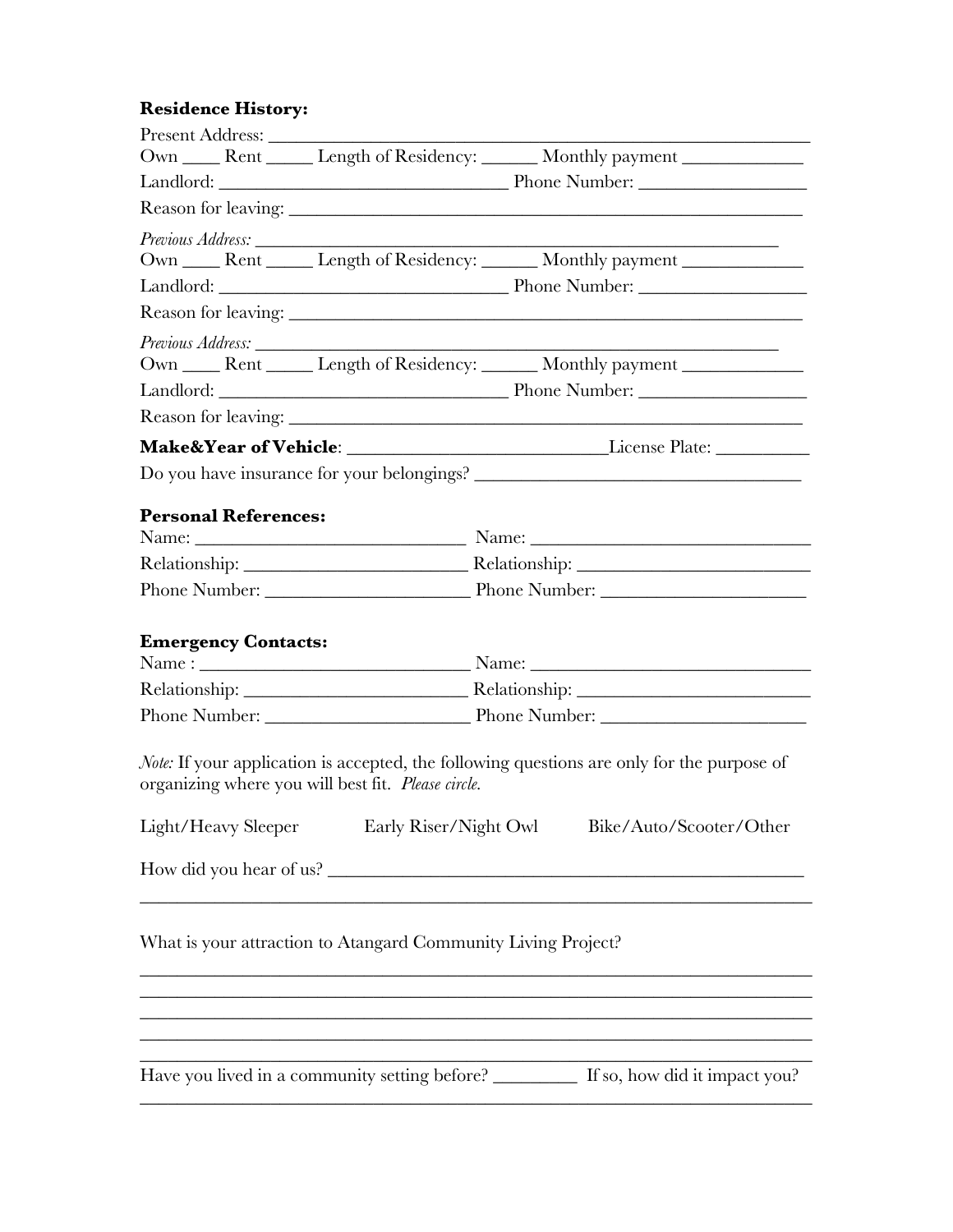**Residence History:**

Present Address: ___________________________________________________________

Own ____ Rent _____ Length of Residency: ______ Monthly payment _____________

Landlord: ________________________________ Phone Number: __________________

Reason for leaving: _________________________________________________________

*Previous Address:* ________________________________________________________

Own ____ Rent _____ Length of Residency: ______ Monthly payment _____________

Landlord: ________________________________ Phone Number: __________________

Reason for leaving: _________________________________________________________

*Previous Address:* ________________________________________________________

Own ____ Rent _____ Length of Residency: ______ Monthly payment _____________

Landlord: ________________________________ Phone Number: __________________

Reason for leaving: _________________________________________________________

**Make&Year of Vehicle**: ____________________________License Plate: __________

Do you have insurance for your belongings? ___________________________________

**Personal References:**

Name: ______________________________ Name: ______________________________

Relationship: ________________________ Relationship: _________________________

Phone Number: ______________________ Phone Number: ______________________

**Emergency Contacts:**

Name : ______________________________ Name: ______________________________

Relationship: ________________________ Relationship: _________________________

Phone Number: ______________________ Phone Number: ______________________

*Note:* If your application is accepted, the following questions are only for the purpose of organizing where you will best fit. *Please circle.*

Light/Heavy Sleeper          Early Riser/Night Owl          Bike/Auto/Scooter/Other

How did you hear of us? _____________________________________________________

_________________________________________________________________________

What is your attraction to Atangard Community Living Project?

_________________________________________________________________________

_________________________________________________________________________

_________________________________________________________________________

_________________________________________________________________________

_________________________________________________________________________

Have you lived in a community setting before? _________ If so, how did it impact you?

_________________________________________________________________________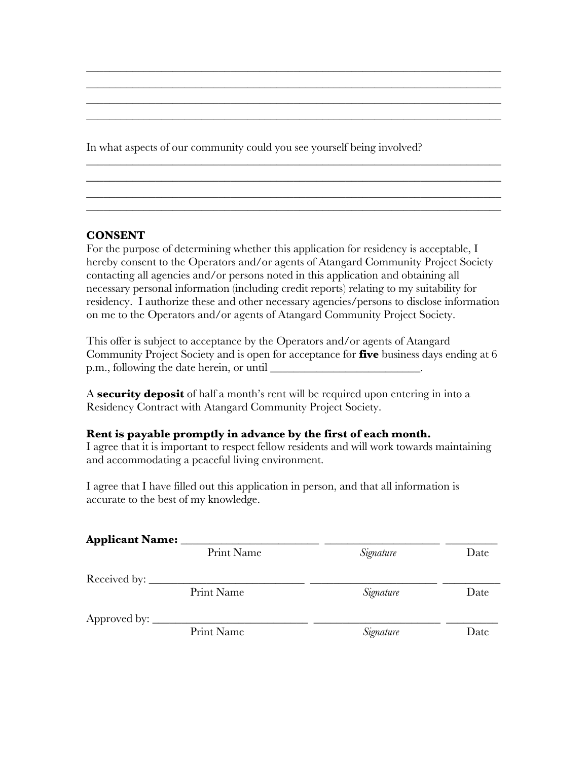\_\_\_\_\_\_\_\_\_\_\_\_\_\_\_\_\_\_\_\_\_\_\_\_\_\_\_\_\_\_\_\_\_\_\_\_\_\_\_\_\_\_\_\_\_\_\_\_\_\_\_\_\_\_\_\_\_\_\_\_\_\_\_\_\_\_\_\_\_\_\_\_

\_\_\_\_\_\_\_\_\_\_\_\_\_\_\_\_\_\_\_\_\_\_\_\_\_\_\_\_\_\_\_\_\_\_\_\_\_\_\_\_\_\_\_\_\_\_\_\_\_\_\_\_\_\_\_\_\_\_\_\_\_\_\_\_\_\_\_\_\_\_\_\_

\_\_\_\_\_\_\_\_\_\_\_\_\_\_\_\_\_\_\_\_\_\_\_\_\_\_\_\_\_\_\_\_\_\_\_\_\_\_\_\_\_\_\_\_\_\_\_\_\_\_\_\_\_\_\_\_\_\_\_\_\_\_\_\_\_\_\_\_\_\_\_\_

\_\_\_\_\_\_\_\_\_\_\_\_\_\_\_\_\_\_\_\_\_\_\_\_\_\_\_\_\_\_\_\_\_\_\_\_\_\_\_\_\_\_\_\_\_\_\_\_\_\_\_\_\_\_\_\_\_\_\_\_\_\_\_\_\_\_\_\_\_\_\_\_

In what aspects of our community could you see yourself being involved?

\_\_\_\_\_\_\_\_\_\_\_\_\_\_\_\_\_\_\_\_\_\_\_\_\_\_\_\_\_\_\_\_\_\_\_\_\_\_\_\_\_\_\_\_\_\_\_\_\_\_\_\_\_\_\_\_\_\_\_\_\_\_\_\_\_\_\_\_\_\_\_\_

\_\_\_\_\_\_\_\_\_\_\_\_\_\_\_\_\_\_\_\_\_\_\_\_\_\_\_\_\_\_\_\_\_\_\_\_\_\_\_\_\_\_\_\_\_\_\_\_\_\_\_\_\_\_\_\_\_\_\_\_\_\_\_\_\_\_\_\_\_\_\_\_

\_\_\_\_\_\_\_\_\_\_\_\_\_\_\_\_\_\_\_\_\_\_\_\_\_\_\_\_\_\_\_\_\_\_\_\_\_\_\_\_\_\_\_\_\_\_\_\_\_\_\_\_\_\_\_\_\_\_\_\_\_\_\_\_\_\_\_\_\_\_\_\_

\_\_\_\_\_\_\_\_\_\_\_\_\_\_\_\_\_\_\_\_\_\_\_\_\_\_\_\_\_\_\_\_\_\_\_\_\_\_\_\_\_\_\_\_\_\_\_\_\_\_\_\_\_\_\_\_\_\_\_\_\_\_\_\_\_\_\_\_\_\_\_\_

**CONSENT**

For the purpose of determining whether this application for residency is acceptable, I hereby consent to the Operators and/or agents of Atangard Community Project Society contacting all agencies and/or persons noted in this application and obtaining all necessary personal information (including credit reports) relating to my suitability for residency. I authorize these and other necessary agencies/persons to disclose information on me to the Operators and/or agents of Atangard Community Project Society.

This offer is subject to acceptance by the Operators and/or agents of Atangard Community Project Society and is open for acceptance for **five** business days ending at 6 p.m., following the date herein, or until \_\_\_\_\_\_\_\_\_\_\_\_\_\_\_\_\_\_\_\_\_\_\_\_\_\_.

A **security deposit** of half a month's rent will be required upon entering in into a Residency Contract with Atangard Community Project Society.

**Rent is payable promptly in advance by the first of each month.**

I agree that it is important to respect fellow residents and will work towards maintaining and accommodating a peaceful living environment.

I agree that I have filled out this application in person, and that all information is accurate to the best of my knowledge.

**Applicant Name:** \_\_\_\_\_\_\_\_\_\_\_\_\_\_\_\_\_\_\_\_\_\_\_\_ \_\_\_\_\_\_\_\_\_\_\_\_\_\_\_\_\_\_\_\_ \_\_\_\_\_\_\_\_\_
Print Name *Signature* Date

Received by: \_\_\_\_\_\_\_\_\_\_\_\_\_\_\_\_\_\_\_\_\_\_\_\_\_\_\_ \_\_\_\_\_\_\_\_\_\_\_\_\_\_\_\_\_\_\_\_\_\_ \_\_\_\_\_\_\_\_\_\_
Print Name *Signature* Date

Approved by: \_\_\_\_\_\_\_\_\_\_\_\_\_\_\_\_\_\_\_\_\_\_\_\_\_\_\_ \_\_\_\_\_\_\_\_\_\_\_\_\_\_\_\_\_\_\_\_\_\_ \_\_\_\_\_\_\_\_\_
Print Name *Signature* Date